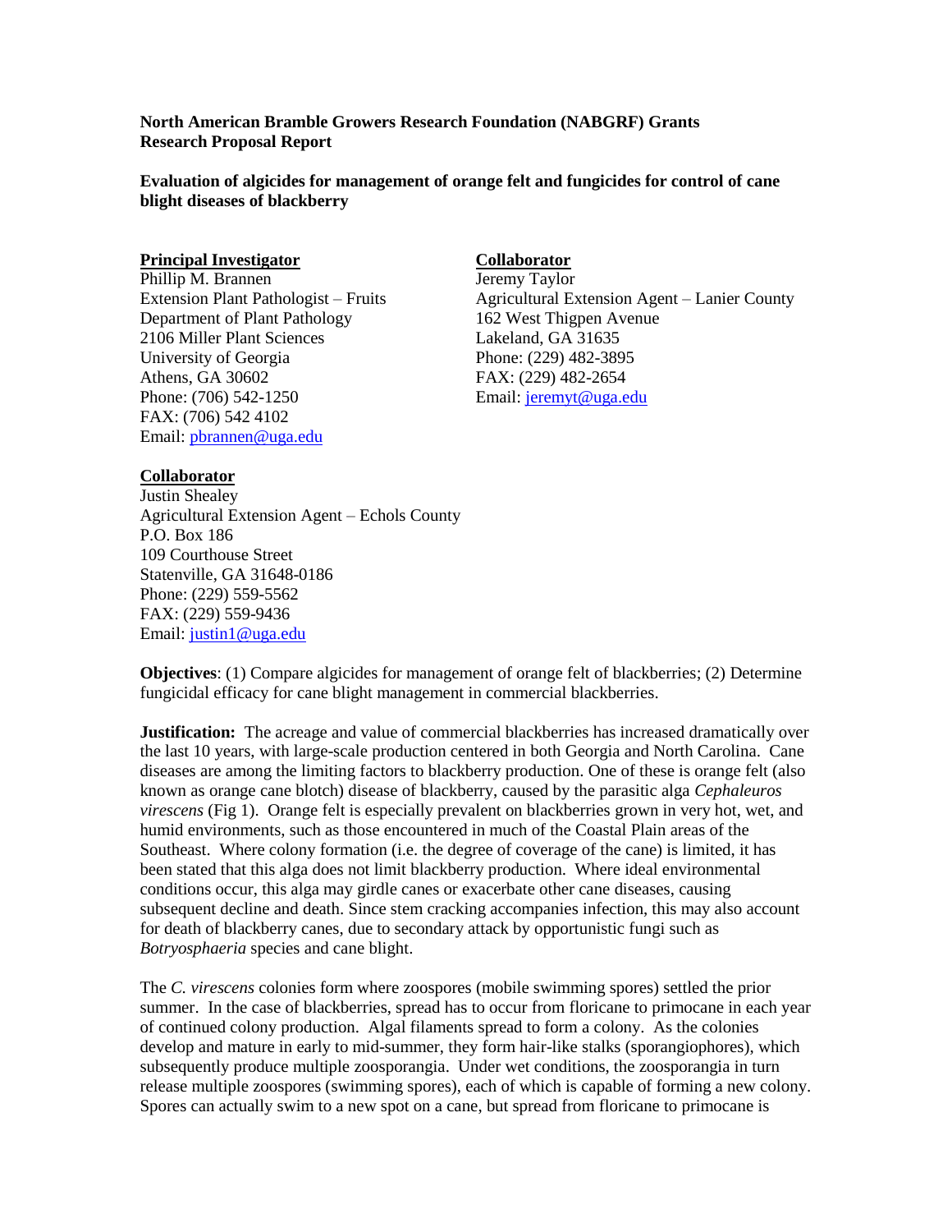**North American Bramble Growers Research Foundation (NABGRF) Grants Research Proposal Report**

**Evaluation of algicides for management of orange felt and fungicides for control of cane blight diseases of blackberry**

**Principal Investigator**
Phillip M. Brannen
Extension Plant Pathologist – Fruits
Department of Plant Pathology
2106 Miller Plant Sciences
University of Georgia
Athens, GA 30602
Phone: (706) 542-1250
FAX: (706) 542 4102
Email: pbrannen@uga.edu

**Collaborator**
Jeremy Taylor
Agricultural Extension Agent – Lanier County
162 West Thigpen Avenue
Lakeland, GA 31635
Phone: (229) 482-3895
FAX: (229) 482-2654
Email: jeremyt@uga.edu

**Collaborator**
Justin Shealey
Agricultural Extension Agent – Echols County
P.O. Box 186
109 Courthouse Street
Statenville, GA 31648-0186
Phone: (229) 559-5562
FAX: (229) 559-9436
Email: justin1@uga.edu

**Objectives**: (1) Compare algicides for management of orange felt of blackberries; (2) Determine fungicidal efficacy for cane blight management in commercial blackberries.

**Justification:** The acreage and value of commercial blackberries has increased dramatically over the last 10 years, with large-scale production centered in both Georgia and North Carolina. Cane diseases are among the limiting factors to blackberry production. One of these is orange felt (also known as orange cane blotch) disease of blackberry, caused by the parasitic alga *Cephaleuros virescens* (Fig 1). Orange felt is especially prevalent on blackberries grown in very hot, wet, and humid environments, such as those encountered in much of the Coastal Plain areas of the Southeast. Where colony formation (i.e. the degree of coverage of the cane) is limited, it has been stated that this alga does not limit blackberry production. Where ideal environmental conditions occur, this alga may girdle canes or exacerbate other cane diseases, causing subsequent decline and death. Since stem cracking accompanies infection, this may also account for death of blackberry canes, due to secondary attack by opportunistic fungi such as *Botryosphaeria* species and cane blight.

The *C. virescens* colonies form where zoospores (mobile swimming spores) settled the prior summer. In the case of blackberries, spread has to occur from floricane to primocane in each year of continued colony production. Algal filaments spread to form a colony. As the colonies develop and mature in early to mid-summer, they form hair-like stalks (sporangiophores), which subsequently produce multiple zoosporangia. Under wet conditions, the zoosporangia in turn release multiple zoospores (swimming spores), each of which is capable of forming a new colony. Spores can actually swim to a new spot on a cane, but spread from floricane to primocane is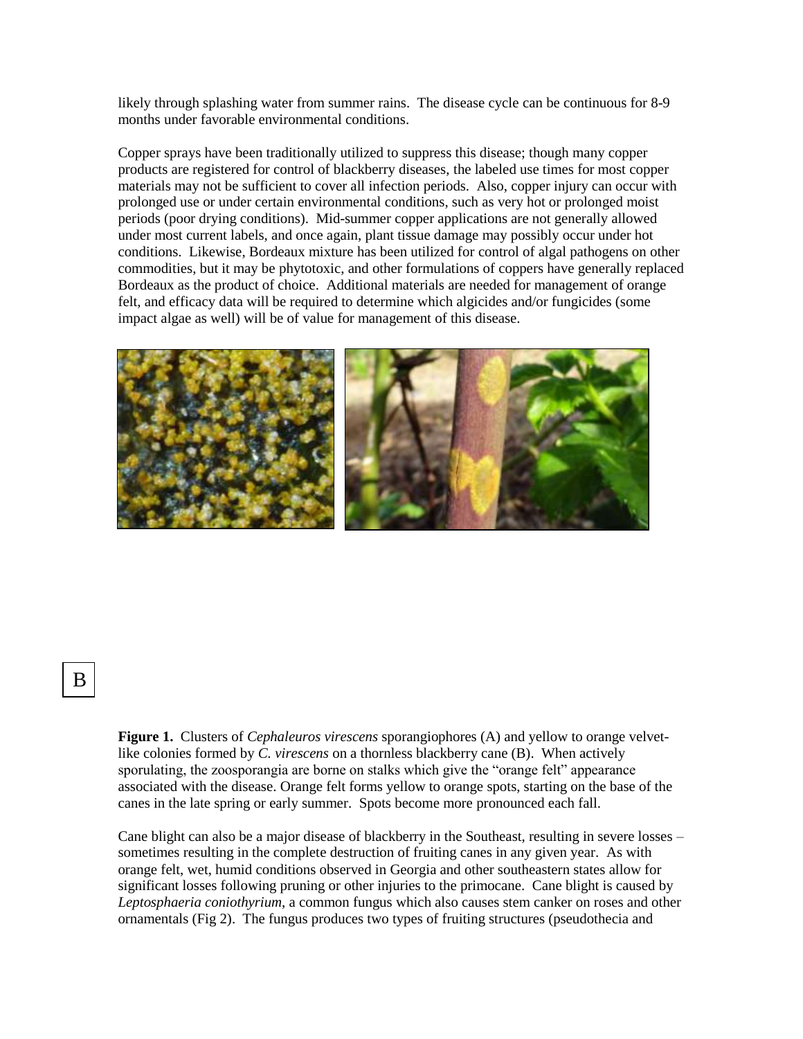likely through splashing water from summer rains. The disease cycle can be continuous for 8-9 months under favorable environmental conditions.

Copper sprays have been traditionally utilized to suppress this disease; though many copper products are registered for control of blackberry diseases, the labeled use times for most copper materials may not be sufficient to cover all infection periods. Also, copper injury can occur with prolonged use or under certain environmental conditions, such as very hot or prolonged moist periods (poor drying conditions). Mid-summer copper applications are not generally allowed under most current labels, and once again, plant tissue damage may possibly occur under hot conditions. Likewise, Bordeaux mixture has been utilized for control of algal pathogens on other commodities, but it may be phytotoxic, and other formulations of coppers have generally replaced Bordeaux as the product of choice. Additional materials are needed for management of orange felt, and efficacy data will be required to determine which algicides and/or fungicides (some impact algae as well) will be of value for management of this disease.

B

**Figure 1.** Clusters of *Cephaleuros virescens* sporangiophores (A) and yellow to orange velvet-like colonies formed by *C. virescens* on a thornless blackberry cane (B). When actively sporulating, the zoosporangia are borne on stalks which give the "orange felt" appearance associated with the disease. Orange felt forms yellow to orange spots, starting on the base of the canes in the late spring or early summer. Spots become more pronounced each fall.

Cane blight can also be a major disease of blackberry in the Southeast, resulting in severe losses – sometimes resulting in the complete destruction of fruiting canes in any given year. As with orange felt, wet, humid conditions observed in Georgia and other southeastern states allow for significant losses following pruning or other injuries to the primocane. Cane blight is caused by *Leptosphaeria coniothyrium*, a common fungus which also causes stem canker on roses and other ornamentals (Fig 2). The fungus produces two types of fruiting structures (pseudothecia and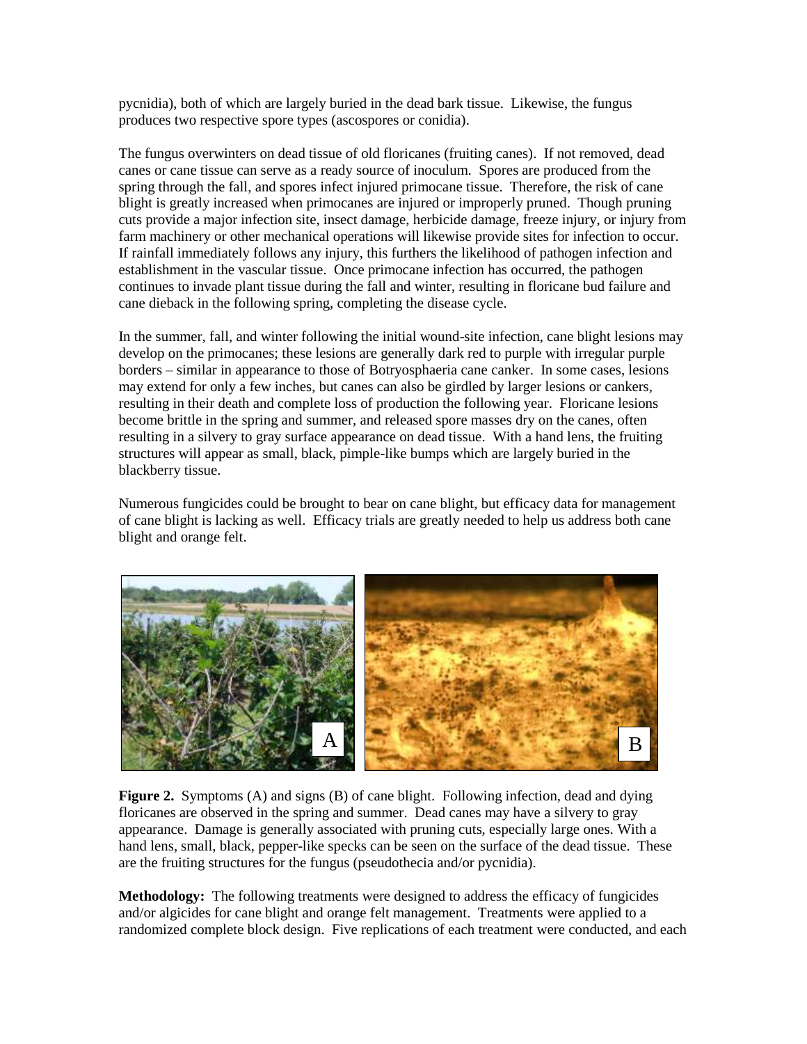pycnidia), both of which are largely buried in the dead bark tissue. Likewise, the fungus produces two respective spore types (ascospores or conidia).

The fungus overwinters on dead tissue of old floricanes (fruiting canes). If not removed, dead canes or cane tissue can serve as a ready source of inoculum. Spores are produced from the spring through the fall, and spores infect injured primocane tissue. Therefore, the risk of cane blight is greatly increased when primocanes are injured or improperly pruned. Though pruning cuts provide a major infection site, insect damage, herbicide damage, freeze injury, or injury from farm machinery or other mechanical operations will likewise provide sites for infection to occur. If rainfall immediately follows any injury, this furthers the likelihood of pathogen infection and establishment in the vascular tissue. Once primocane infection has occurred, the pathogen continues to invade plant tissue during the fall and winter, resulting in floricane bud failure and cane dieback in the following spring, completing the disease cycle.

In the summer, fall, and winter following the initial wound-site infection, cane blight lesions may develop on the primocanes; these lesions are generally dark red to purple with irregular purple borders – similar in appearance to those of Botryosphaeria cane canker. In some cases, lesions may extend for only a few inches, but canes can also be girdled by larger lesions or cankers, resulting in their death and complete loss of production the following year. Floricane lesions become brittle in the spring and summer, and released spore masses dry on the canes, often resulting in a silvery to gray surface appearance on dead tissue. With a hand lens, the fruiting structures will appear as small, black, pimple-like bumps which are largely buried in the blackberry tissue.

Numerous fungicides could be brought to bear on cane blight, but efficacy data for management of cane blight is lacking as well. Efficacy trials are greatly needed to help us address both cane blight and orange felt.

**Figure 2.** Symptoms (A) and signs (B) of cane blight. Following infection, dead and dying floricanes are observed in the spring and summer. Dead canes may have a silvery to gray appearance. Damage is generally associated with pruning cuts, especially large ones. With a hand lens, small, black, pepper-like specks can be seen on the surface of the dead tissue. These are the fruiting structures for the fungus (pseudothecia and/or pycnidia).

**Methodology:** The following treatments were designed to address the efficacy of fungicides and/or algicides for cane blight and orange felt management. Treatments were applied to a randomized complete block design. Five replications of each treatment were conducted, and each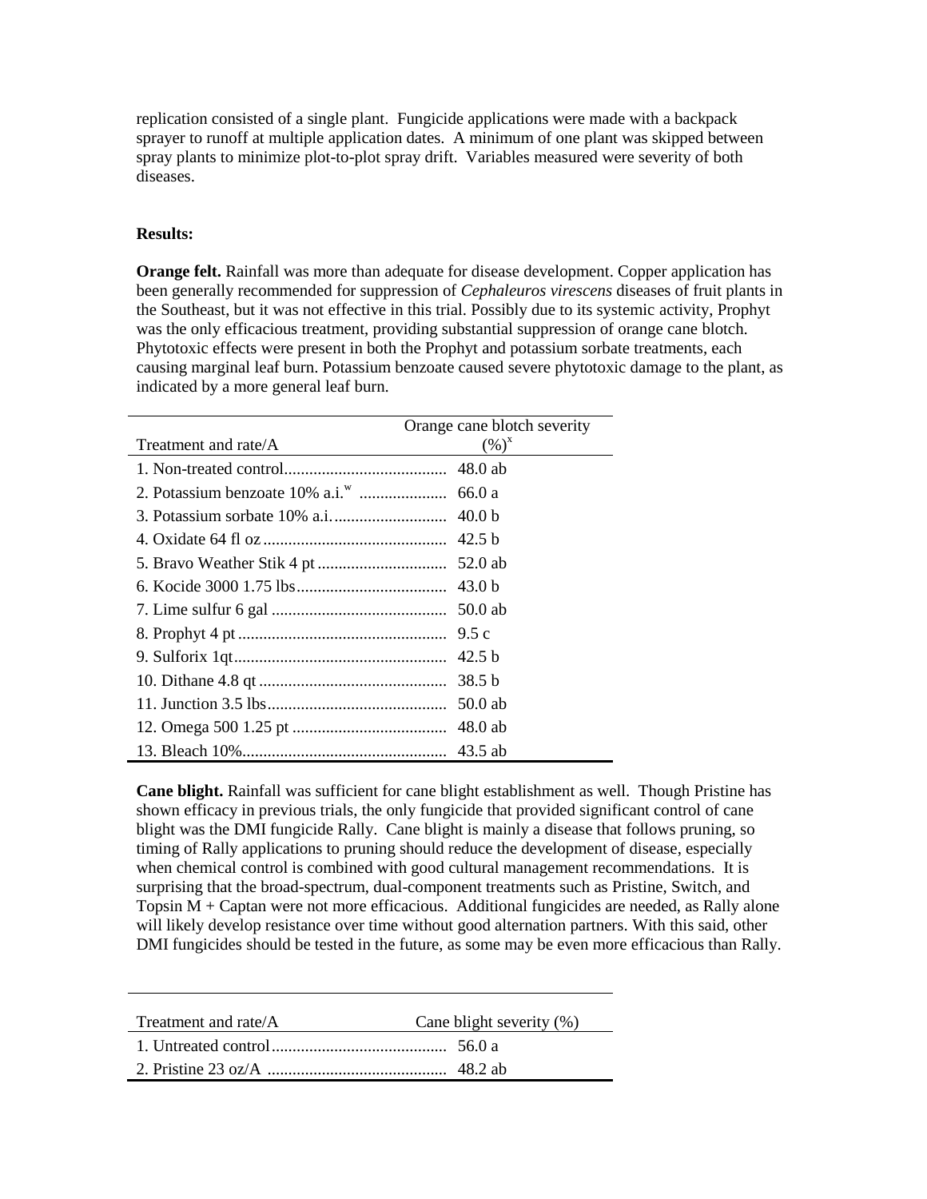replication consisted of a single plant. Fungicide applications were made with a backpack sprayer to runoff at multiple application dates. A minimum of one plant was skipped between spray plants to minimize plot-to-plot spray drift. Variables measured were severity of both diseases.

**Results:**

**Orange felt.** Rainfall was more than adequate for disease development. Copper application has been generally recommended for suppression of *Cephaleuros virescens* diseases of fruit plants in the Southeast, but it was not effective in this trial. Possibly due to its systemic activity, Prophyt was the only efficacious treatment, providing substantial suppression of orange cane blotch. Phytotoxic effects were present in both the Prophyt and potassium sorbate treatments, each causing marginal leaf burn. Potassium benzoate caused severe phytotoxic damage to the plant, as indicated by a more general leaf burn.

| Treatment and rate/A | Orange cane blotch severity (%)[x] |
|---|---|
| 1. Non-treated control | 48.0 ab |
| 2. Potassium benzoate 10% a.i.[w] | 66.0 a |
| 3. Potassium sorbate 10% a.i. | 40.0 b |
| 4. Oxidate 64 fl oz | 42.5 b |
| 5. Bravo Weather Stik 4 pt | 52.0 ab |
| 6. Kocide 3000 1.75 lbs | 43.0 b |
| 7. Lime sulfur 6 gal | 50.0 ab |
| 8. Prophyt 4 pt | 9.5 c |
| 9. Sulforix 1qt | 42.5 b |
| 10. Dithane 4.8 qt | 38.5 b |
| 11. Junction 3.5 lbs | 50.0 ab |
| 12. Omega 500 1.25 pt | 48.0 ab |
| 13. Bleach 10% | 43.5 ab |

**Cane blight.** Rainfall was sufficient for cane blight establishment as well. Though Pristine has shown efficacy in previous trials, the only fungicide that provided significant control of cane blight was the DMI fungicide Rally. Cane blight is mainly a disease that follows pruning, so timing of Rally applications to pruning should reduce the development of disease, especially when chemical control is combined with good cultural management recommendations. It is surprising that the broad-spectrum, dual-component treatments such as Pristine, Switch, and Topsin M + Captan were not more efficacious. Additional fungicides are needed, as Rally alone will likely develop resistance over time without good alternation partners. With this said, other DMI fungicides should be tested in the future, as some may be even more efficacious than Rally.

| Treatment and rate/A | Cane blight severity (%) |
|---|---|
| 1. Untreated control | 56.0 a |
| 2. Pristine 23 oz/A | 48.2 ab |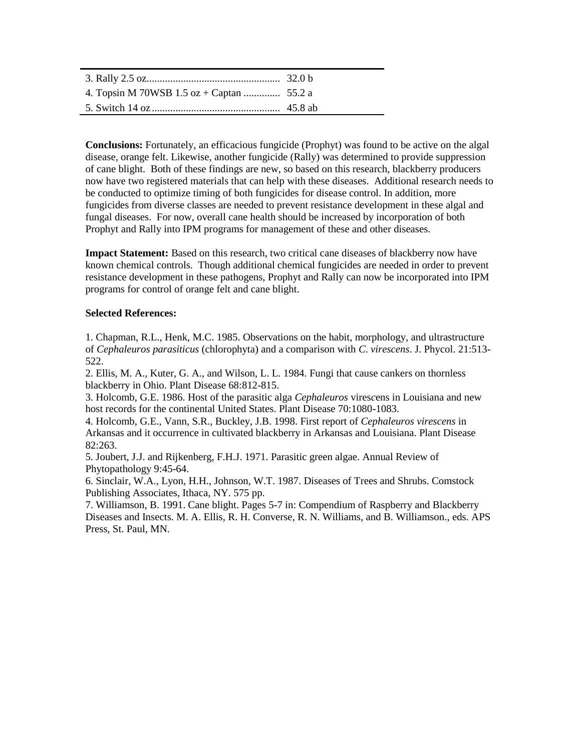| | |
|---|---|
| 3. Rally 2.5 oz | 32.0 b |
| 4. Topsin M 70WSB 1.5 oz + Captan | 55.2 a |
| 5. Switch 14 oz | 45.8 ab |

**Conclusions:** Fortunately, an efficacious fungicide (Prophyt) was found to be active on the algal disease, orange felt. Likewise, another fungicide (Rally) was determined to provide suppression of cane blight. Both of these findings are new, so based on this research, blackberry producers now have two registered materials that can help with these diseases. Additional research needs to be conducted to optimize timing of both fungicides for disease control. In addition, more fungicides from diverse classes are needed to prevent resistance development in these algal and fungal diseases. For now, overall cane health should be increased by incorporation of both Prophyt and Rally into IPM programs for management of these and other diseases.

**Impact Statement:** Based on this research, two critical cane diseases of blackberry now have known chemical controls. Though additional chemical fungicides are needed in order to prevent resistance development in these pathogens, Prophyt and Rally can now be incorporated into IPM programs for control of orange felt and cane blight.

**Selected References:**

1. Chapman, R.L., Henk, M.C. 1985. Observations on the habit, morphology, and ultrastructure of *Cephaleuros parasiticus* (chlorophyta) and a comparison with *C. virescens*. J. Phycol. 21:513-522.
2. Ellis, M. A., Kuter, G. A., and Wilson, L. L. 1984. Fungi that cause cankers on thornless blackberry in Ohio. Plant Disease 68:812-815.
3. Holcomb, G.E. 1986. Host of the parasitic alga *Cephaleuros* virescens in Louisiana and new host records for the continental United States. Plant Disease 70:1080-1083.
4. Holcomb, G.E., Vann, S.R., Buckley, J.B. 1998. First report of *Cephaleuros virescens* in Arkansas and it occurrence in cultivated blackberry in Arkansas and Louisiana. Plant Disease 82:263.
5. Joubert, J.J. and Rijkenberg, F.H.J. 1971. Parasitic green algae. Annual Review of Phytopathology 9:45-64.
6. Sinclair, W.A., Lyon, H.H., Johnson, W.T. 1987. Diseases of Trees and Shrubs. Comstock Publishing Associates, Ithaca, NY. 575 pp.
7. Williamson, B. 1991. Cane blight. Pages 5-7 in: Compendium of Raspberry and Blackberry Diseases and Insects. M. A. Ellis, R. H. Converse, R. N. Williams, and B. Williamson., eds. APS Press, St. Paul, MN.